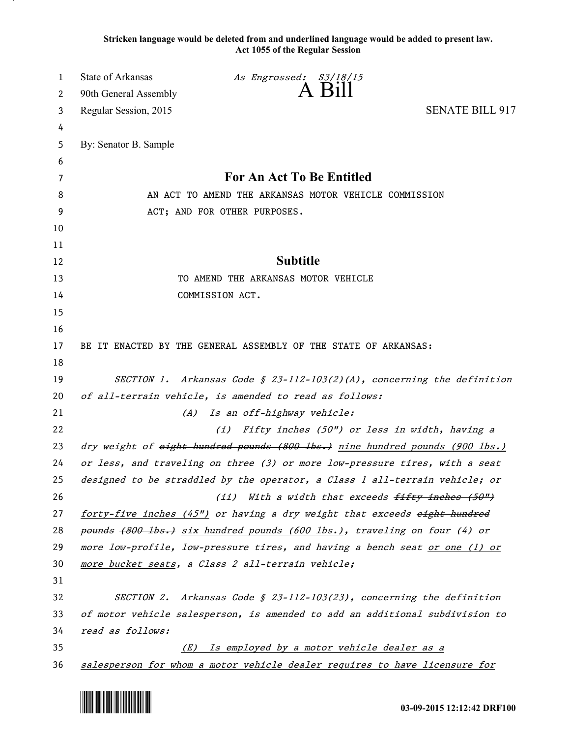**Stricken language would be deleted from and underlined language would be added to present law.**
**Act 1055 of the Regular Session**

State of Arkansas — *As Engrossed: S3/18/15*
90th General Assembly

# A Bill

Regular Session, 2015 — SENATE BILL 917

By: Senator B. Sample

## For An Act To Be Entitled

AN ACT TO AMEND THE ARKANSAS MOTOR VEHICLE COMMISSION ACT; AND FOR OTHER PURPOSES.

## Subtitle

TO AMEND THE ARKANSAS MOTOR VEHICLE COMMISSION ACT.

BE IT ENACTED BY THE GENERAL ASSEMBLY OF THE STATE OF ARKANSAS:

*SECTION 1. Arkansas Code § 23-112-103(2)(A), concerning the definition of all-terrain vehicle, is amended to read as follows:*

*(A) Is an off-highway vehicle:*

*(i) Fifty inches (50") or less in width, having a dry weight of ~~eight hundred pounds (800 lbs.)~~ <u>nine hundred pounds (900 lbs.)</u> or less, and traveling on three (3) or more low-pressure tires, with a seat designed to be straddled by the operator, a Class 1 all-terrain vehicle; or*

*(ii) With a width that exceeds ~~fifty inches (50")~~ <u>forty-five inches (45")</u> or having a dry weight that exceeds ~~eight hundred pounds (800 lbs.)~~ <u>six hundred pounds (600 lbs.)</u>, traveling on four (4) or more low-profile, low-pressure tires, and having a bench seat <u>or one (1) or more bucket seats</u>, a Class 2 all-terrain vehicle;*

*SECTION 2. Arkansas Code § 23-112-103(23), concerning the definition of motor vehicle salesperson, is amended to add an additional subdivision to read as follows:*

*<u>(E) Is employed by a motor vehicle dealer as a salesperson for whom a motor vehicle dealer requires to have licensure for</u>*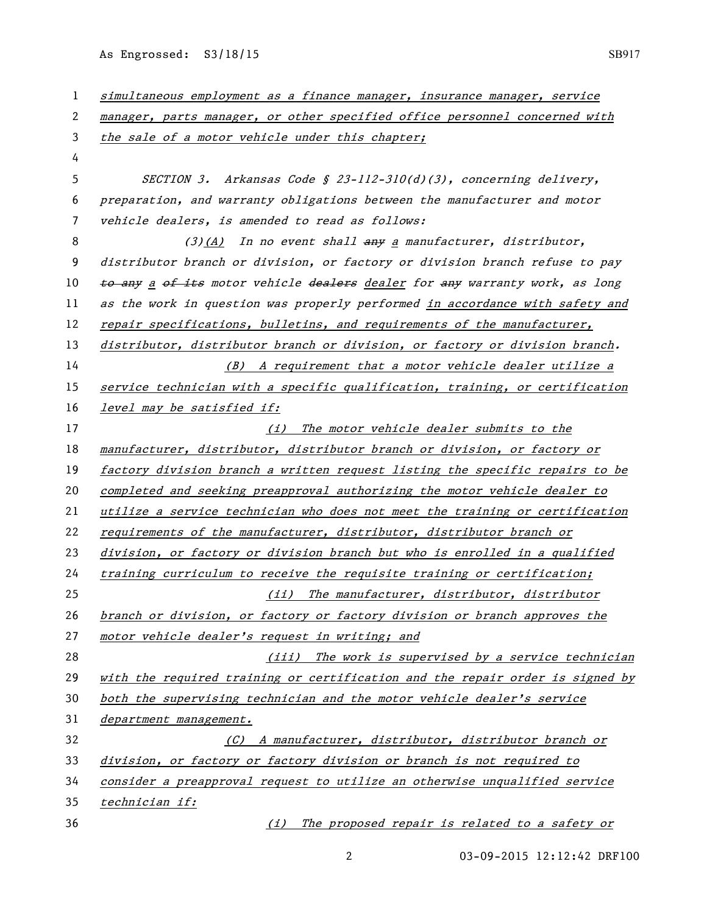*simultaneous employment as a finance manager, insurance manager, service manager, parts manager, or other specified office personnel concerned with the sale of a motor vehicle under this chapter;*

*SECTION 3. Arkansas Code § 23-112-310(d)(3), concerning delivery, preparation, and warranty obligations between the manufacturer and motor vehicle dealers, is amended to read as follows:*

*(3)(A) In no event shall ~~any~~ a manufacturer, distributor, distributor branch or division, or factory or division branch refuse to pay ~~to any~~ a ~~of its~~ motor vehicle ~~dealers~~ dealer for ~~any~~ warranty work, as long as the work in question was properly performed in accordance with safety and repair specifications, bulletins, and requirements of the manufacturer, distributor, distributor branch or division, or factory or division branch.*

*(B) A requirement that a motor vehicle dealer utilize a service technician with a specific qualification, training, or certification level may be satisfied if:*

*(i) The motor vehicle dealer submits to the manufacturer, distributor, distributor branch or division, or factory or factory division branch a written request listing the specific repairs to be completed and seeking preapproval authorizing the motor vehicle dealer to utilize a service technician who does not meet the training or certification requirements of the manufacturer, distributor, distributor branch or division, or factory or division branch but who is enrolled in a qualified training curriculum to receive the requisite training or certification;*

*(ii) The manufacturer, distributor, distributor branch or division, or factory or factory division or branch approves the motor vehicle dealer's request in writing; and*

*(iii) The work is supervised by a service technician with the required training or certification and the repair order is signed by both the supervising technician and the motor vehicle dealer's service department management.*

*(C) A manufacturer, distributor, distributor branch or division, or factory or factory division or branch is not required to consider a preapproval request to utilize an otherwise unqualified service technician if:*

*(i) The proposed repair is related to a safety or*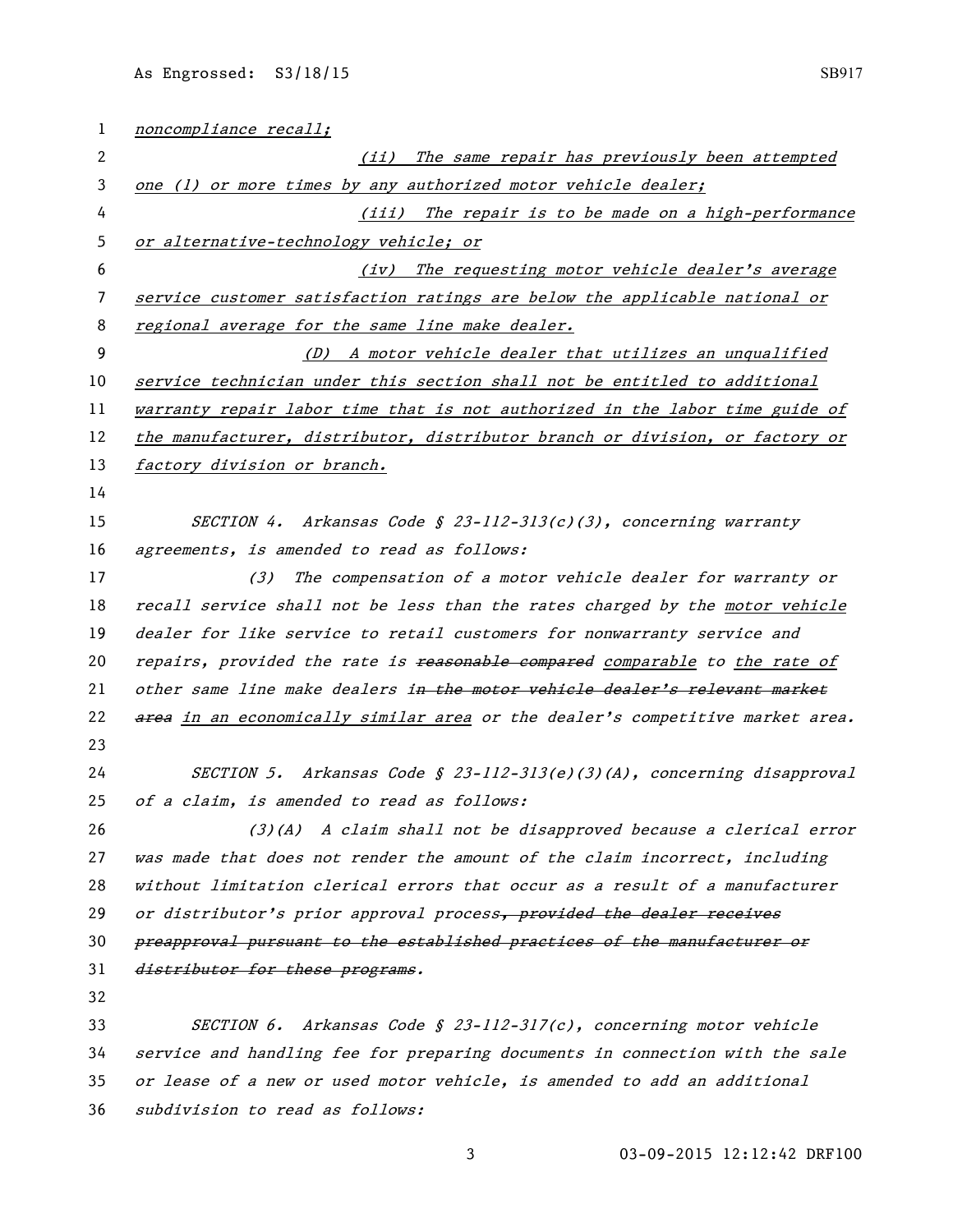*noncompliance recall;*

*(ii) The same repair has previously been attempted one (1) or more times by any authorized motor vehicle dealer;*

*(iii) The repair is to be made on a high-performance or alternative-technology vehicle; or*

*(iv) The requesting motor vehicle dealer's average service customer satisfaction ratings are below the applicable national or regional average for the same line make dealer.*

*(D) A motor vehicle dealer that utilizes an unqualified service technician under this section shall not be entitled to additional warranty repair labor time that is not authorized in the labor time guide of the manufacturer, distributor, distributor branch or division, or factory or factory division or branch.*

SECTION 4. Arkansas Code § 23-112-313(c)(3), concerning warranty agreements, is amended to read as follows:

(3) The compensation of a motor vehicle dealer for warranty or recall service shall not be less than the rates charged by the motor vehicle dealer for like service to retail customers for nonwarranty service and repairs, provided the rate is ~~reasonable compared~~ comparable to the rate of other same line make dealers i~~n the motor vehicle dealer's relevant market area~~ in an economically similar area or the dealer's competitive market area.

SECTION 5. Arkansas Code § 23-112-313(e)(3)(A), concerning disapproval of a claim, is amended to read as follows:

(3)(A) A claim shall not be disapproved because a clerical error was made that does not render the amount of the claim incorrect, including without limitation clerical errors that occur as a result of a manufacturer or distributor's prior approval process~~, provided the dealer receives preapproval pursuant to the established practices of the manufacturer or distributor for these programs~~.

SECTION 6. Arkansas Code § 23-112-317(c), concerning motor vehicle service and handling fee for preparing documents in connection with the sale or lease of a new or used motor vehicle, is amended to add an additional subdivision to read as follows: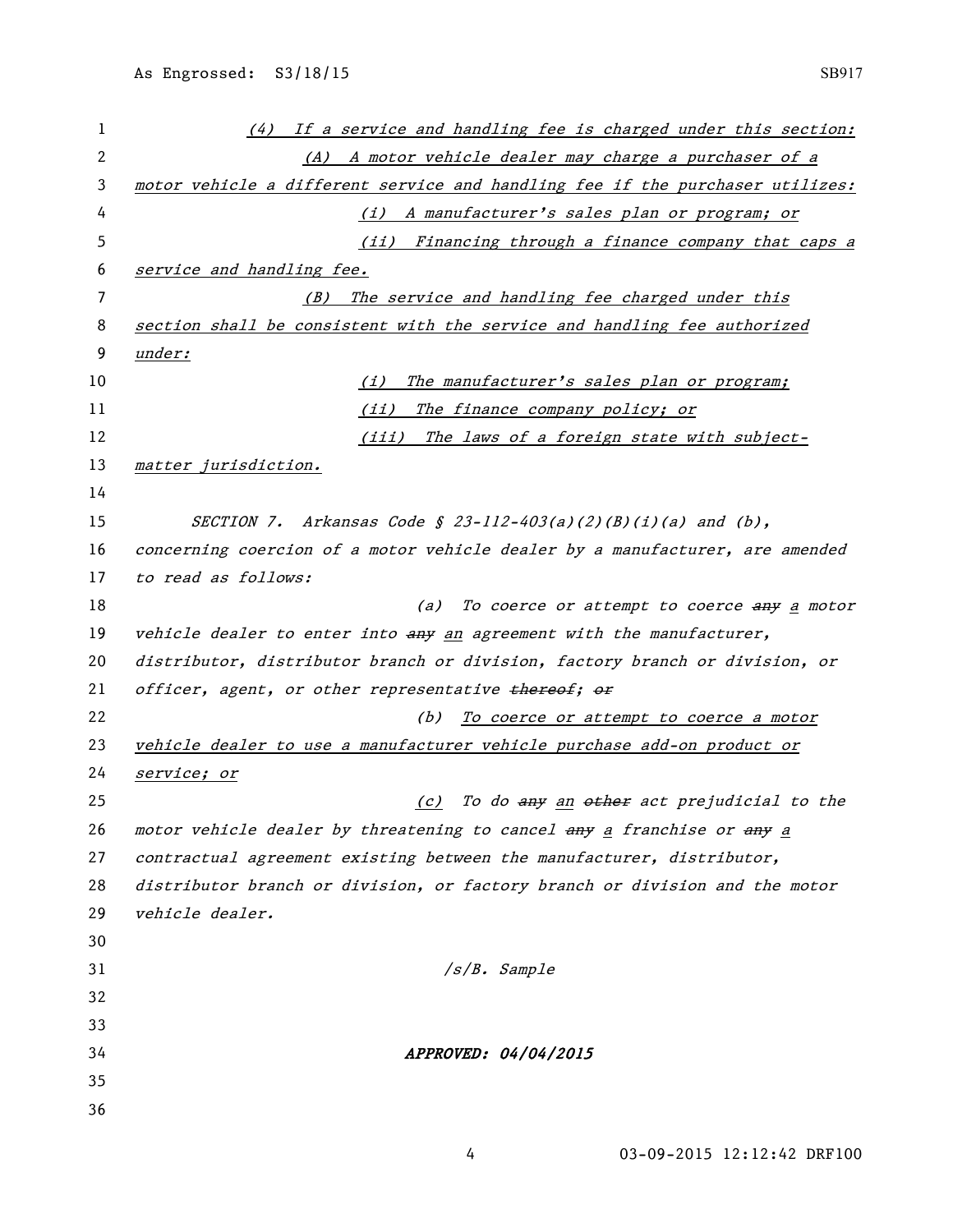(4) If a service and handling fee is charged under this section:

(A) A motor vehicle dealer may charge a purchaser of a motor vehicle a different service and handling fee if the purchaser utilizes:

(i) A manufacturer's sales plan or program; or

(ii) Financing through a finance company that caps a service and handling fee.

(B) The service and handling fee charged under this section shall be consistent with the service and handling fee authorized under:

(i) The manufacturer's sales plan or program;

(ii) The finance company policy; or

(iii) The laws of a foreign state with subject-matter jurisdiction.

SECTION 7. Arkansas Code § 23-112-403(a)(2)(B)(i)(a) and (b), concerning coercion of a motor vehicle dealer by a manufacturer, are amended to read as follows:

(a) To coerce or attempt to coerce ~~any~~ a motor vehicle dealer to enter into ~~any~~ an agreement with the manufacturer, distributor, distributor branch or division, factory branch or division, or officer, agent, or other representative ~~thereof~~; ~~or~~

(b) To coerce or attempt to coerce a motor vehicle dealer to use a manufacturer vehicle purchase add-on product or service; or

(c) To do ~~any~~ an ~~other~~ act prejudicial to the motor vehicle dealer by threatening to cancel ~~any~~ a franchise or ~~any~~ a contractual agreement existing between the manufacturer, distributor, distributor branch or division, or factory branch or division and the motor vehicle dealer.

/s/B. Sample

**APPROVED: 04/04/2015**